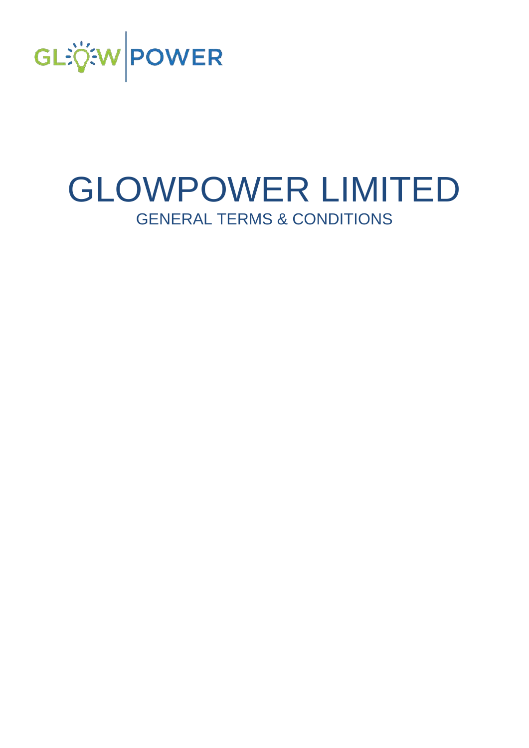# GLOWPOWER LIMITED

## GENERAL TERMS & CONDITIONS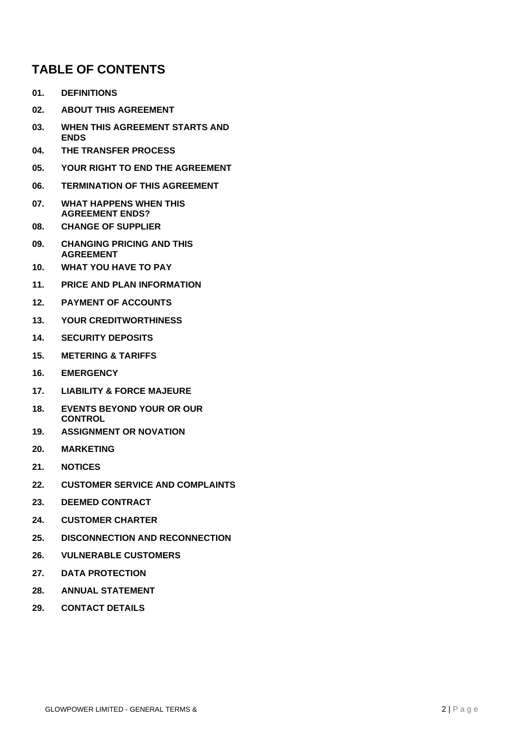## TABLE OF CONTENTS

**01. DEFINITIONS**

**02. ABOUT THIS AGREEMENT**

**03. WHEN THIS AGREEMENT STARTS AND ENDS**

**04. THE TRANSFER PROCESS**

**05. YOUR RIGHT TO END THE AGREEMENT**

**06. TERMINATION OF THIS AGREEMENT**

**07. WHAT HAPPENS WHEN THIS AGREEMENT ENDS?**

**08. CHANGE OF SUPPLIER**

**09. CHANGING PRICING AND THIS AGREEMENT**

**10. WHAT YOU HAVE TO PAY**

**11. PRICE AND PLAN INFORMATION**

**12. PAYMENT OF ACCOUNTS**

**13. YOUR CREDITWORTHINESS**

**14. SECURITY DEPOSITS**

**15. METERING & TARIFFS**

**16. EMERGENCY**

**17. LIABILITY & FORCE MAJEURE**

**18. EVENTS BEYOND YOUR OR OUR CONTROL**

**19. ASSIGNMENT OR NOVATION**

**20. MARKETING**

**21. NOTICES**

**22. CUSTOMER SERVICE AND COMPLAINTS**

**23. DEEMED CONTRACT**

**24. CUSTOMER CHARTER**

**25. DISCONNECTION AND RECONNECTION**

**26. VULNERABLE CUSTOMERS**

**27. DATA PROTECTION**

**28. ANNUAL STATEMENT**

**29. CONTACT DETAILS**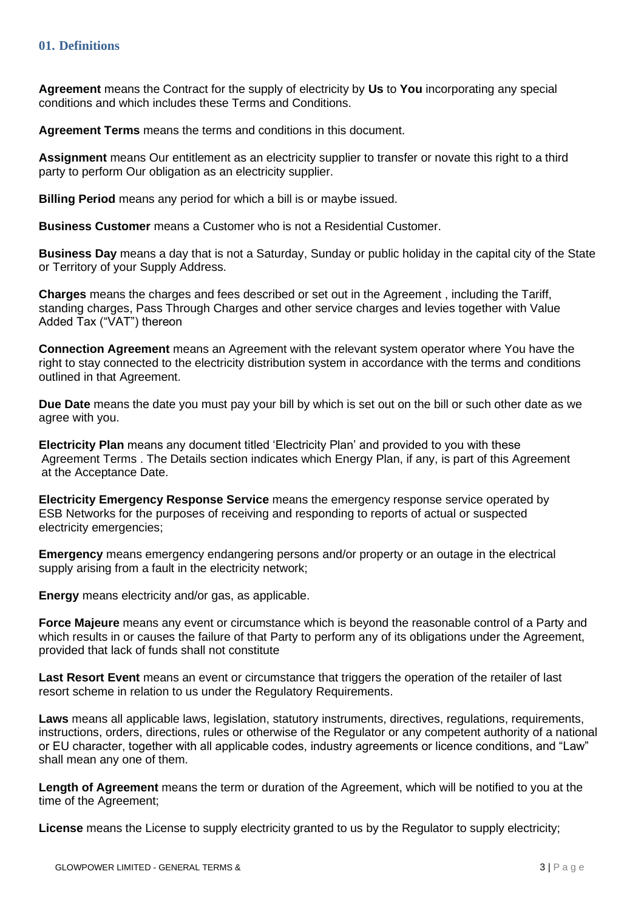## 01. Definitions

**Agreement** means the Contract for the supply of electricity by **Us** to **You** incorporating any special conditions and which includes these Terms and Conditions.

**Agreement Terms** means the terms and conditions in this document.

**Assignment** means Our entitlement as an electricity supplier to transfer or novate this right to a third party to perform Our obligation as an electricity supplier.

**Billing Period** means any period for which a bill is or maybe issued.

**Business Customer** means a Customer who is not a Residential Customer.

**Business Day** means a day that is not a Saturday, Sunday or public holiday in the capital city of the State or Territory of your Supply Address.

**Charges** means the charges and fees described or set out in the Agreement , including the Tariff, standing charges, Pass Through Charges and other service charges and levies together with Value Added Tax ("VAT") thereon

**Connection Agreement** means an Agreement with the relevant system operator where You have the right to stay connected to the electricity distribution system in accordance with the terms and conditions outlined in that Agreement.

**Due Date** means the date you must pay your bill by which is set out on the bill or such other date as we agree with you.

**Electricity Plan** means any document titled 'Electricity Plan' and provided to you with these Agreement Terms . The Details section indicates which Energy Plan, if any, is part of this Agreement at the Acceptance Date.

**Electricity Emergency Response Service** means the emergency response service operated by ESB Networks for the purposes of receiving and responding to reports of actual or suspected electricity emergencies;

**Emergency** means emergency endangering persons and/or property or an outage in the electrical supply arising from a fault in the electricity network;

**Energy** means electricity and/or gas, as applicable.

**Force Majeure** means any event or circumstance which is beyond the reasonable control of a Party and which results in or causes the failure of that Party to perform any of its obligations under the Agreement, provided that lack of funds shall not constitute

**Last Resort Event** means an event or circumstance that triggers the operation of the retailer of last resort scheme in relation to us under the Regulatory Requirements.

**Laws** means all applicable laws, legislation, statutory instruments, directives, regulations, requirements, instructions, orders, directions, rules or otherwise of the Regulator or any competent authority of a national or EU character, together with all applicable codes, industry agreements or licence conditions, and "Law" shall mean any one of them.

**Length of Agreement** means the term or duration of the Agreement, which will be notified to you at the time of the Agreement;

**License** means the License to supply electricity granted to us by the Regulator to supply electricity;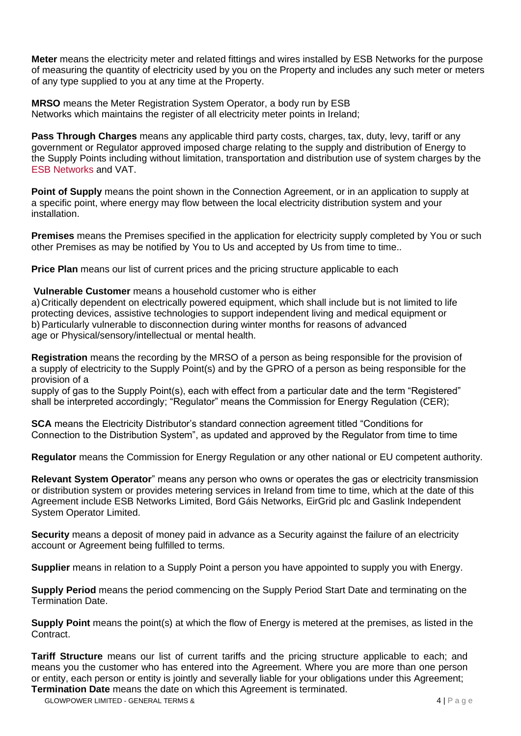**Meter** means the electricity meter and related fittings and wires installed by ESB Networks for the purpose of measuring the quantity of electricity used by you on the Property and includes any such meter or meters of any type supplied to you at any time at the Property.

**MRSO** means the Meter Registration System Operator, a body run by ESB Networks which maintains the register of all electricity meter points in Ireland;

**Pass Through Charges** means any applicable third party costs, charges, tax, duty, levy, tariff or any government or Regulator approved imposed charge relating to the supply and distribution of Energy to the Supply Points including without limitation, transportation and distribution use of system charges by the ESB Networks and VAT.

**Point of Supply** means the point shown in the Connection Agreement, or in an application to supply at a specific point, where energy may flow between the local electricity distribution system and your installation.

**Premises** means the Premises specified in the application for electricity supply completed by You or such other Premises as may be notified by You to Us and accepted by Us from time to time..

**Price Plan** means our list of current prices and the pricing structure applicable to each

**Vulnerable Customer** means a household customer who is either
a) Critically dependent on electrically powered equipment, which shall include but is not limited to life protecting devices, assistive technologies to support independent living and medical equipment or
b) Particularly vulnerable to disconnection during winter months for reasons of advanced age or Physical/sensory/intellectual or mental health.

**Registration** means the recording by the MRSO of a person as being responsible for the provision of a supply of electricity to the Supply Point(s) and by the GPRO of a person as being responsible for the provision of a
supply of gas to the Supply Point(s), each with effect from a particular date and the term "Registered" shall be interpreted accordingly; "Regulator" means the Commission for Energy Regulation (CER);

**SCA** means the Electricity Distributor's standard connection agreement titled "Conditions for Connection to the Distribution System", as updated and approved by the Regulator from time to time

**Regulator** means the Commission for Energy Regulation or any other national or EU competent authority.

**Relevant System Operator**" means any person who owns or operates the gas or electricity transmission or distribution system or provides metering services in Ireland from time to time, which at the date of this Agreement include ESB Networks Limited, Bord Gáis Networks, EirGrid plc and Gaslink Independent System Operator Limited.

**Security** means a deposit of money paid in advance as a Security against the failure of an electricity account or Agreement being fulfilled to terms.

**Supplier** means in relation to a Supply Point a person you have appointed to supply you with Energy.

**Supply Period** means the period commencing on the Supply Period Start Date and terminating on the Termination Date.

**Supply Point** means the point(s) at which the flow of Energy is metered at the premises, as listed in the Contract.

**Tariff Structure** means our list of current tariffs and the pricing structure applicable to each; and means you the customer who has entered into the Agreement. Where you are more than one person or entity, each person or entity is jointly and severally liable for your obligations under this Agreement;
**Termination Date** means the date on which this Agreement is terminated.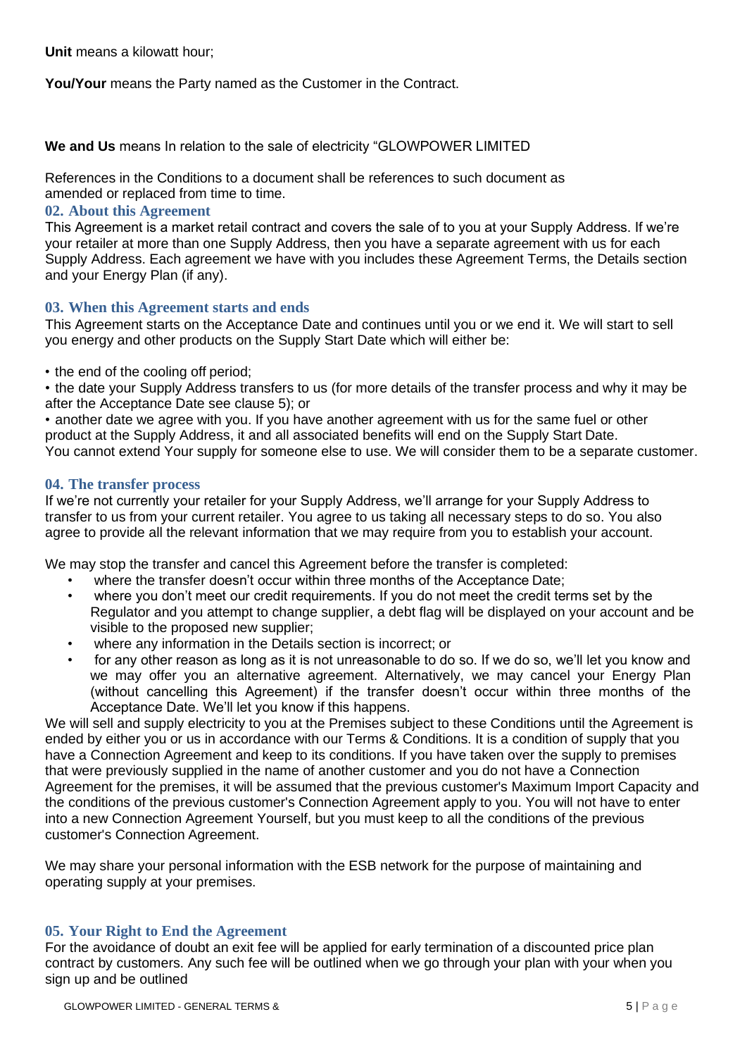**Unit** means a kilowatt hour;

**You/Your** means the Party named as the Customer in the Contract.

**We and Us** means In relation to the sale of electricity "GLOWPOWER LIMITED

References in the Conditions to a document shall be references to such document as amended or replaced from time to time.

## 02. About this Agreement

This Agreement is a market retail contract and covers the sale of to you at your Supply Address. If we're your retailer at more than one Supply Address, then you have a separate agreement with us for each Supply Address. Each agreement we have with you includes these Agreement Terms, the Details section and your Energy Plan (if any).

## 03. When this Agreement starts and ends

This Agreement starts on the Acceptance Date and continues until you or we end it. We will start to sell you energy and other products on the Supply Start Date which will either be:

• the end of the cooling off period;

• the date your Supply Address transfers to us (for more details of the transfer process and why it may be after the Acceptance Date see clause 5); or

• another date we agree with you. If you have another agreement with us for the same fuel or other product at the Supply Address, it and all associated benefits will end on the Supply Start Date.

You cannot extend Your supply for someone else to use. We will consider them to be a separate customer.

## 04. The transfer process

If we're not currently your retailer for your Supply Address, we'll arrange for your Supply Address to transfer to us from your current retailer. You agree to us taking all necessary steps to do so. You also agree to provide all the relevant information that we may require from you to establish your account.

We may stop the transfer and cancel this Agreement before the transfer is completed:

- where the transfer doesn't occur within three months of the Acceptance Date;
- where you don't meet our credit requirements. If you do not meet the credit terms set by the Regulator and you attempt to change supplier, a debt flag will be displayed on your account and be visible to the proposed new supplier;
- where any information in the Details section is incorrect; or
- for any other reason as long as it is not unreasonable to do so. If we do so, we'll let you know and we may offer you an alternative agreement. Alternatively, we may cancel your Energy Plan (without cancelling this Agreement) if the transfer doesn't occur within three months of the Acceptance Date. We'll let you know if this happens.

We will sell and supply electricity to you at the Premises subject to these Conditions until the Agreement is ended by either you or us in accordance with our Terms & Conditions. It is a condition of supply that you have a Connection Agreement and keep to its conditions. If you have taken over the supply to premises that were previously supplied in the name of another customer and you do not have a Connection Agreement for the premises, it will be assumed that the previous customer's Maximum Import Capacity and the conditions of the previous customer's Connection Agreement apply to you. You will not have to enter into a new Connection Agreement Yourself, but you must keep to all the conditions of the previous customer's Connection Agreement.

We may share your personal information with the ESB network for the purpose of maintaining and operating supply at your premises.

## 05. Your Right to End the Agreement

For the avoidance of doubt an exit fee will be applied for early termination of a discounted price plan contract by customers. Any such fee will be outlined when we go through your plan with your when you sign up and be outlined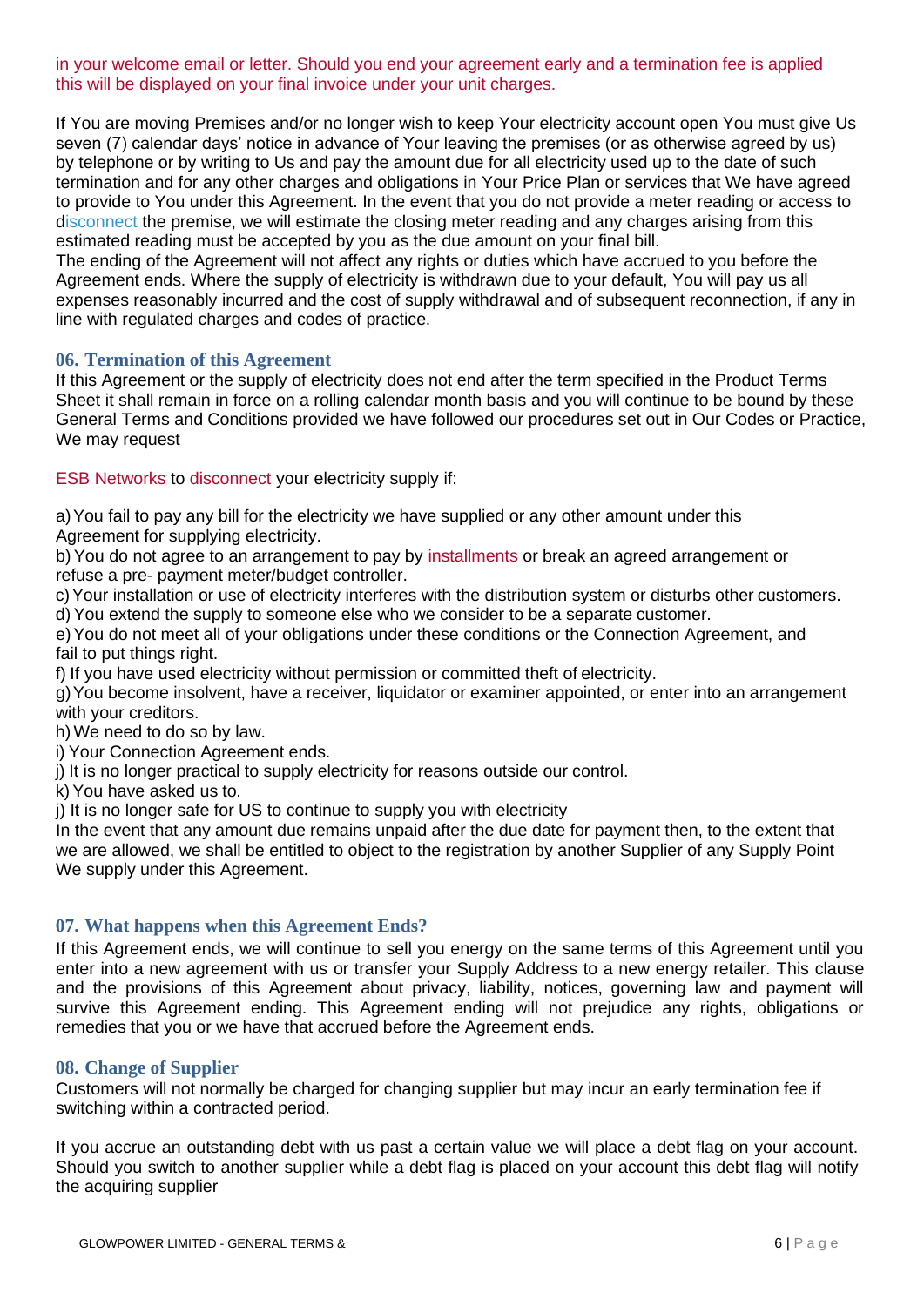in your welcome email or letter. Should you end your agreement early and a termination fee is applied this will be displayed on your final invoice under your unit charges.

If You are moving Premises and/or no longer wish to keep Your electricity account open You must give Us seven (7) calendar days' notice in advance of Your leaving the premises (or as otherwise agreed by us) by telephone or by writing to Us and pay the amount due for all electricity used up to the date of such termination and for any other charges and obligations in Your Price Plan or services that We have agreed to provide to You under this Agreement. In the event that you do not provide a meter reading or access to disconnect the premise, we will estimate the closing meter reading and any charges arising from this estimated reading must be accepted by you as the due amount on your final bill.
The ending of the Agreement will not affect any rights or duties which have accrued to you before the Agreement ends. Where the supply of electricity is withdrawn due to your default, You will pay us all expenses reasonably incurred and the cost of supply withdrawal and of subsequent reconnection, if any in line with regulated charges and codes of practice.

## 06. Termination of this Agreement

If this Agreement or the supply of electricity does not end after the term specified in the Product Terms Sheet it shall remain in force on a rolling calendar month basis and you will continue to be bound by these General Terms and Conditions provided we have followed our procedures set out in Our Codes or Practice, We may request

ESB Networks to disconnect your electricity supply if:

a) You fail to pay any bill for the electricity we have supplied or any other amount under this Agreement for supplying electricity.
b) You do not agree to an arrangement to pay by installments or break an agreed arrangement or refuse a pre- payment meter/budget controller.
c) Your installation or use of electricity interferes with the distribution system or disturbs other customers.
d) You extend the supply to someone else who we consider to be a separate customer.
e) You do not meet all of your obligations under these conditions or the Connection Agreement, and fail to put things right.
f) If you have used electricity without permission or committed theft of electricity.
g) You become insolvent, have a receiver, liquidator or examiner appointed, or enter into an arrangement with your creditors.
h) We need to do so by law.
i) Your Connection Agreement ends.
j) It is no longer practical to supply electricity for reasons outside our control.
k) You have asked us to.
j) It is no longer safe for US to continue to supply you with electricity
In the event that any amount due remains unpaid after the due date for payment then, to the extent that we are allowed, we shall be entitled to object to the registration by another Supplier of any Supply Point We supply under this Agreement.

## 07. What happens when this Agreement Ends?

If this Agreement ends, we will continue to sell you energy on the same terms of this Agreement until you enter into a new agreement with us or transfer your Supply Address to a new energy retailer. This clause and the provisions of this Agreement about privacy, liability, notices, governing law and payment will survive this Agreement ending. This Agreement ending will not prejudice any rights, obligations or remedies that you or we have that accrued before the Agreement ends.

## 08. Change of Supplier

Customers will not normally be charged for changing supplier but may incur an early termination fee if switching within a contracted period.

If you accrue an outstanding debt with us past a certain value we will place a debt flag on your account. Should you switch to another supplier while a debt flag is placed on your account this debt flag will notify the acquiring supplier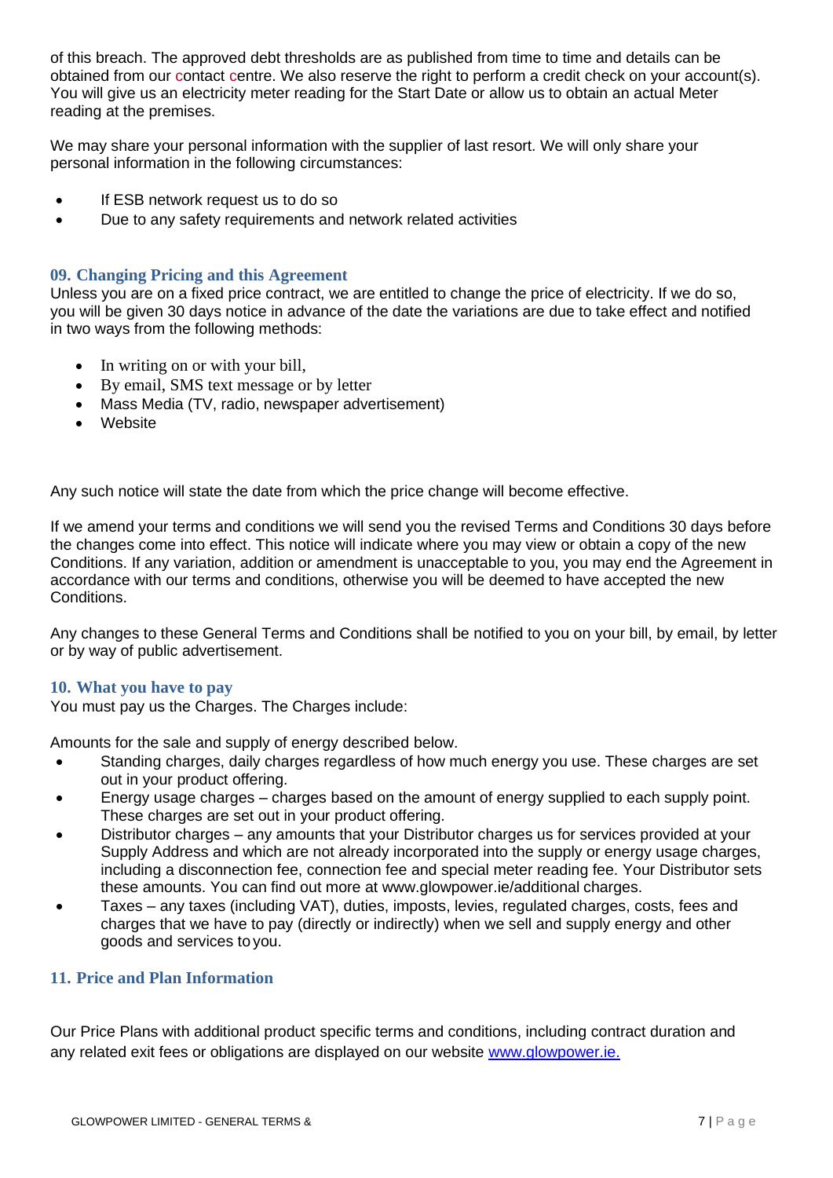of this breach. The approved debt thresholds are as published from time to time and details can be obtained from our contact centre. We also reserve the right to perform a credit check on your account(s). You will give us an electricity meter reading for the Start Date or allow us to obtain an actual Meter reading at the premises.

We may share your personal information with the supplier of last resort. We will only share your personal information in the following circumstances:

- If ESB network request us to do so
- Due to any safety requirements and network related activities

### 09. Changing Pricing and this Agreement

Unless you are on a fixed price contract, we are entitled to change the price of electricity. If we do so, you will be given 30 days notice in advance of the date the variations are due to take effect and notified in two ways from the following methods:

- In writing on or with your bill,
- By email, SMS text message or by letter
- Mass Media (TV, radio, newspaper advertisement)
- Website

Any such notice will state the date from which the price change will become effective.

If we amend your terms and conditions we will send you the revised Terms and Conditions 30 days before the changes come into effect. This notice will indicate where you may view or obtain a copy of the new Conditions. If any variation, addition or amendment is unacceptable to you, you may end the Agreement in accordance with our terms and conditions, otherwise you will be deemed to have accepted the new Conditions.

Any changes to these General Terms and Conditions shall be notified to you on your bill, by email, by letter or by way of public advertisement.

### 10. What you have to pay

You must pay us the Charges. The Charges include:

Amounts for the sale and supply of energy described below.

- Standing charges, daily charges regardless of how much energy you use. These charges are set out in your product offering.
- Energy usage charges – charges based on the amount of energy supplied to each supply point. These charges are set out in your product offering.
- Distributor charges – any amounts that your Distributor charges us for services provided at your Supply Address and which are not already incorporated into the supply or energy usage charges, including a disconnection fee, connection fee and special meter reading fee. Your Distributor sets these amounts. You can find out more at www.glowpower.ie/additional charges.
- Taxes – any taxes (including VAT), duties, imposts, levies, regulated charges, costs, fees and charges that we have to pay (directly or indirectly) when we sell and supply energy and other goods and services to you.

### 11. Price and Plan Information

Our Price Plans with additional product specific terms and conditions, including contract duration and any related exit fees or obligations are displayed on our website [www.glowpower.ie.](www.glowpower.ie)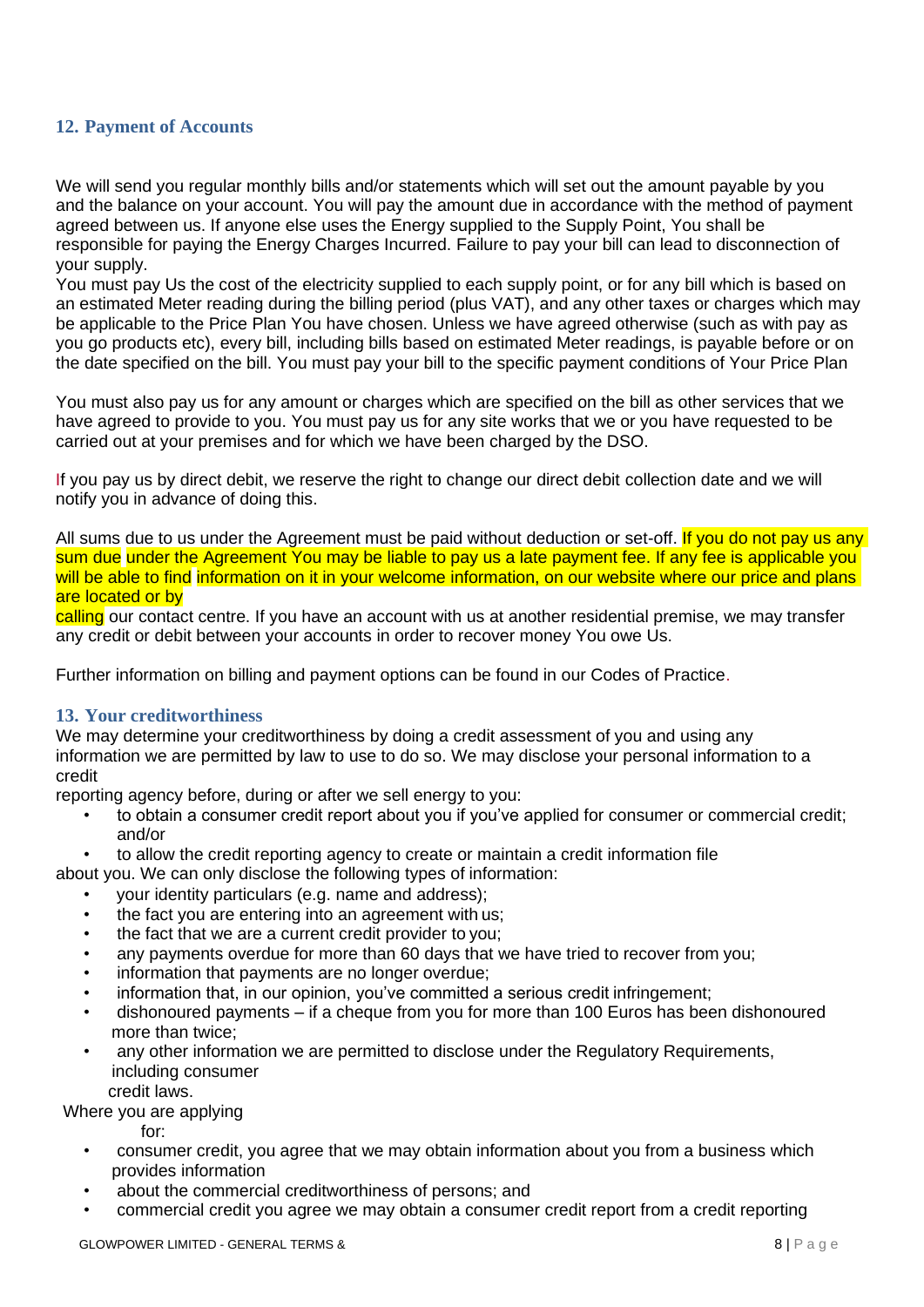## 12. Payment of Accounts

We will send you regular monthly bills and/or statements which will set out the amount payable by you and the balance on your account. You will pay the amount due in accordance with the method of payment agreed between us. If anyone else uses the Energy supplied to the Supply Point, You shall be responsible for paying the Energy Charges Incurred. Failure to pay your bill can lead to disconnection of your supply.
You must pay Us the cost of the electricity supplied to each supply point, or for any bill which is based on an estimated Meter reading during the billing period (plus VAT), and any other taxes or charges which may be applicable to the Price Plan You have chosen. Unless we have agreed otherwise (such as with pay as you go products etc), every bill, including bills based on estimated Meter readings, is payable before or on the date specified on the bill. You must pay your bill to the specific payment conditions of Your Price Plan

You must also pay us for any amount or charges which are specified on the bill as other services that we have agreed to provide to you. You must pay us for any site works that we or you have requested to be carried out at your premises and for which we have been charged by the DSO.

If you pay us by direct debit, we reserve the right to change our direct debit collection date and we will notify you in advance of doing this.

All sums due to us under the Agreement must be paid without deduction or set-off. If you do not pay us any sum due under the Agreement You may be liable to pay us a late payment fee. If any fee is applicable you will be able to find information on it in your welcome information, on our website where our price and plans are located or by calling our contact centre. If you have an account with us at another residential premise, we may transfer any credit or debit between your accounts in order to recover money You owe Us.

Further information on billing and payment options can be found in our Codes of Practice.

## 13. Your creditworthiness

We may determine your creditworthiness by doing a credit assessment of you and using any information we are permitted by law to use to do so. We may disclose your personal information to a credit reporting agency before, during or after we sell energy to you:

- to obtain a consumer credit report about you if you've applied for consumer or commercial credit; and/or
- to allow the credit reporting agency to create or maintain a credit information file about you. We can only disclose the following types of information:
- your identity particulars (e.g. name and address);
- the fact you are entering into an agreement with us;
- the fact that we are a current credit provider to you;
- any payments overdue for more than 60 days that we have tried to recover from you;
- information that payments are no longer overdue;
- information that, in our opinion, you've committed a serious credit infringement;
- dishonoured payments – if a cheque from you for more than 100 Euros has been dishonoured more than twice;
- any other information we are permitted to disclose under the Regulatory Requirements, including consumer credit laws.

Where you are applying for:

- consumer credit, you agree that we may obtain information about you from a business which provides information
- about the commercial creditworthiness of persons; and
- commercial credit you agree we may obtain a consumer credit report from a credit reporting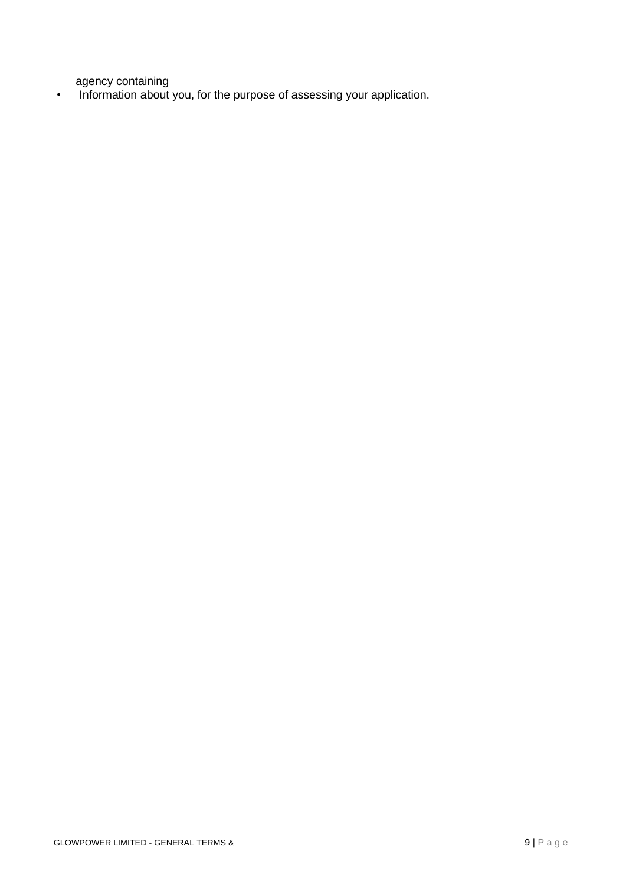agency containing

- Information about you, for the purpose of assessing your application.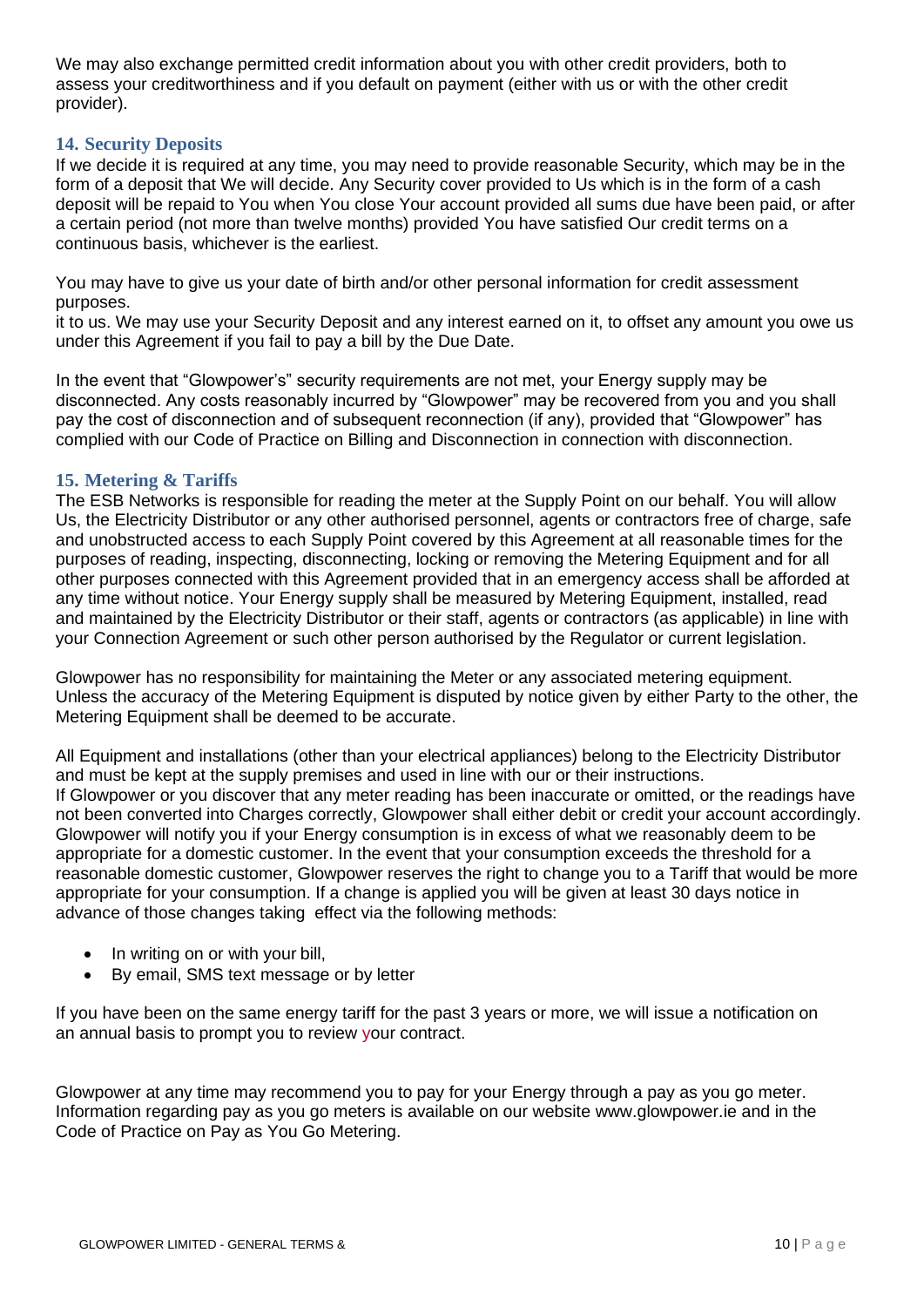We may also exchange permitted credit information about you with other credit providers, both to assess your creditworthiness and if you default on payment (either with us or with the other credit provider).

## 14. Security Deposits

If we decide it is required at any time, you may need to provide reasonable Security, which may be in the form of a deposit that We will decide. Any Security cover provided to Us which is in the form of a cash deposit will be repaid to You when You close Your account provided all sums due have been paid, or after a certain period (not more than twelve months) provided You have satisfied Our credit terms on a continuous basis, whichever is the earliest.

You may have to give us your date of birth and/or other personal information for credit assessment purposes.
it to us. We may use your Security Deposit and any interest earned on it, to offset any amount you owe us under this Agreement if you fail to pay a bill by the Due Date.

In the event that "Glowpower's" security requirements are not met, your Energy supply may be disconnected. Any costs reasonably incurred by "Glowpower" may be recovered from you and you shall pay the cost of disconnection and of subsequent reconnection (if any), provided that "Glowpower" has complied with our Code of Practice on Billing and Disconnection in connection with disconnection.

## 15. Metering & Tariffs

The ESB Networks is responsible for reading the meter at the Supply Point on our behalf. You will allow Us, the Electricity Distributor or any other authorised personnel, agents or contractors free of charge, safe and unobstructed access to each Supply Point covered by this Agreement at all reasonable times for the purposes of reading, inspecting, disconnecting, locking or removing the Metering Equipment and for all other purposes connected with this Agreement provided that in an emergency access shall be afforded at any time without notice. Your Energy supply shall be measured by Metering Equipment, installed, read and maintained by the Electricity Distributor or their staff, agents or contractors (as applicable) in line with your Connection Agreement or such other person authorised by the Regulator or current legislation.

Glowpower has no responsibility for maintaining the Meter or any associated metering equipment. Unless the accuracy of the Metering Equipment is disputed by notice given by either Party to the other, the Metering Equipment shall be deemed to be accurate.

All Equipment and installations (other than your electrical appliances) belong to the Electricity Distributor and must be kept at the supply premises and used in line with our or their instructions.
If Glowpower or you discover that any meter reading has been inaccurate or omitted, or the readings have not been converted into Charges correctly, Glowpower shall either debit or credit your account accordingly. Glowpower will notify you if your Energy consumption is in excess of what we reasonably deem to be appropriate for a domestic customer. In the event that your consumption exceeds the threshold for a reasonable domestic customer, Glowpower reserves the right to change you to a Tariff that would be more appropriate for your consumption. If a change is applied you will be given at least 30 days notice in advance of those changes taking effect via the following methods:

- In writing on or with your bill,
- By email, SMS text message or by letter

If you have been on the same energy tariff for the past 3 years or more, we will issue a notification on an annual basis to prompt you to review your contract.

Glowpower at any time may recommend you to pay for your Energy through a pay as you go meter. Information regarding pay as you go meters is available on our website www.glowpower.ie and in the Code of Practice on Pay as You Go Metering.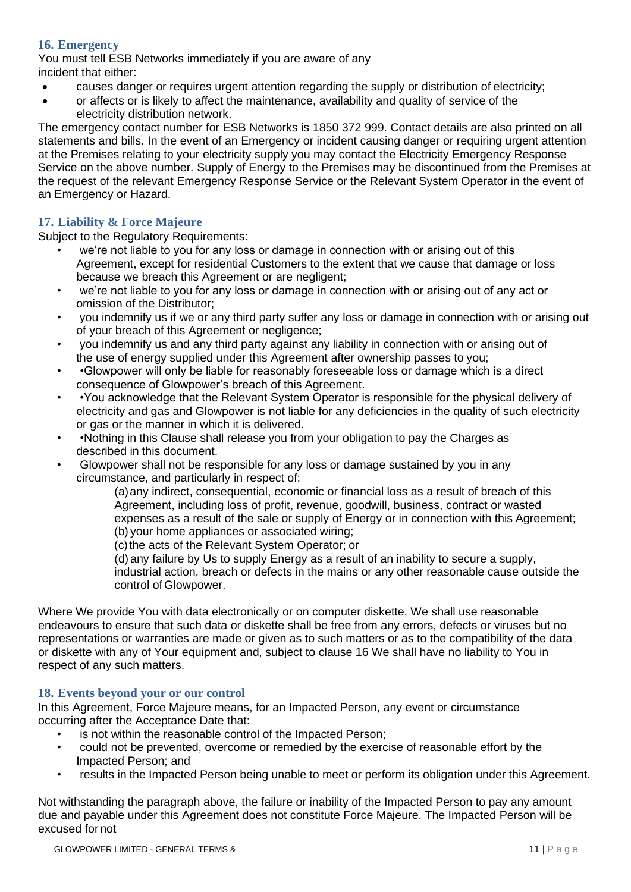## 16. Emergency

You must tell ESB Networks immediately if you are aware of any incident that either:

- causes danger or requires urgent attention regarding the supply or distribution of electricity;
- or affects or is likely to affect the maintenance, availability and quality of service of the electricity distribution network.

The emergency contact number for ESB Networks is 1850 372 999. Contact details are also printed on all statements and bills. In the event of an Emergency or incident causing danger or requiring urgent attention at the Premises relating to your electricity supply you may contact the Electricity Emergency Response Service on the above number. Supply of Energy to the Premises may be discontinued from the Premises at the request of the relevant Emergency Response Service or the Relevant System Operator in the event of an Emergency or Hazard.

## 17. Liability & Force Majeure

Subject to the Regulatory Requirements:

- we're not liable to you for any loss or damage in connection with or arising out of this Agreement, except for residential Customers to the extent that we cause that damage or loss because we breach this Agreement or are negligent;
- we're not liable to you for any loss or damage in connection with or arising out of any act or omission of the Distributor;
- you indemnify us if we or any third party suffer any loss or damage in connection with or arising out of your breach of this Agreement or negligence;
- you indemnify us and any third party against any liability in connection with or arising out of the use of energy supplied under this Agreement after ownership passes to you;
- •Glowpower will only be liable for reasonably foreseeable loss or damage which is a direct consequence of Glowpower's breach of this Agreement.
- •You acknowledge that the Relevant System Operator is responsible for the physical delivery of electricity and gas and Glowpower is not liable for any deficiencies in the quality of such electricity or gas or the manner in which it is delivered.
- •Nothing in this Clause shall release you from your obligation to pay the Charges as described in this document.
- Glowpower shall not be responsible for any loss or damage sustained by you in any circumstance, and particularly in respect of:

  (a) any indirect, consequential, economic or financial loss as a result of breach of this Agreement, including loss of profit, revenue, goodwill, business, contract or wasted expenses as a result of the sale or supply of Energy or in connection with this Agreement;
  (b) your home appliances or associated wiring;
  (c) the acts of the Relevant System Operator; or
  (d) any failure by Us to supply Energy as a result of an inability to secure a supply, industrial action, breach or defects in the mains or any other reasonable cause outside the control of Glowpower.

Where We provide You with data electronically or on computer diskette, We shall use reasonable endeavours to ensure that such data or diskette shall be free from any errors, defects or viruses but no representations or warranties are made or given as to such matters or as to the compatibility of the data or diskette with any of Your equipment and, subject to clause 16 We shall have no liability to You in respect of any such matters.

## 18. Events beyond your or our control

In this Agreement, Force Majeure means, for an Impacted Person, any event or circumstance occurring after the Acceptance Date that:

- is not within the reasonable control of the Impacted Person;
- could not be prevented, overcome or remedied by the exercise of reasonable effort by the Impacted Person; and
- results in the Impacted Person being unable to meet or perform its obligation under this Agreement.

Not withstanding the paragraph above, the failure or inability of the Impacted Person to pay any amount due and payable under this Agreement does not constitute Force Majeure. The Impacted Person will be excused for not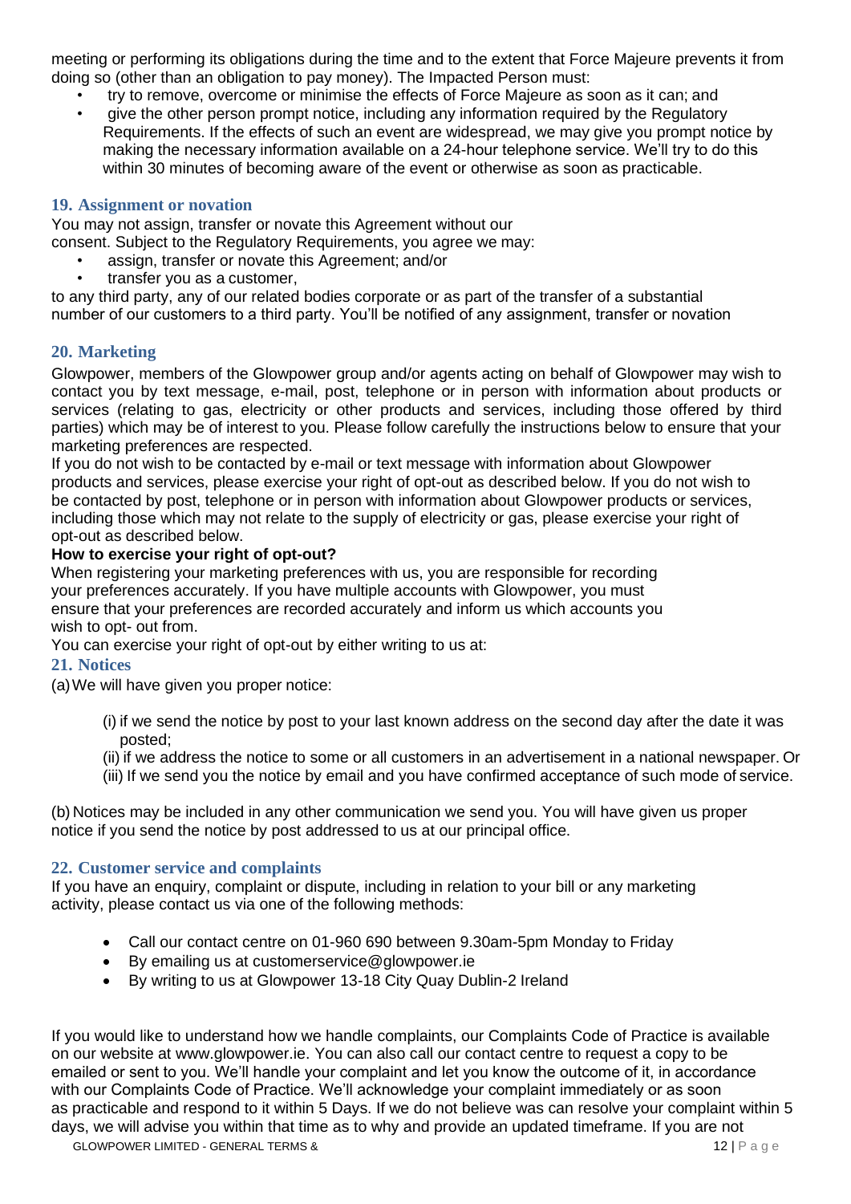meeting or performing its obligations during the time and to the extent that Force Majeure prevents it from doing so (other than an obligation to pay money). The Impacted Person must:

- try to remove, overcome or minimise the effects of Force Majeure as soon as it can; and
- give the other person prompt notice, including any information required by the Regulatory Requirements. If the effects of such an event are widespread, we may give you prompt notice by making the necessary information available on a 24-hour telephone service. We'll try to do this within 30 minutes of becoming aware of the event or otherwise as soon as practicable.

## 19. Assignment or novation

You may not assign, transfer or novate this Agreement without our consent. Subject to the Regulatory Requirements, you agree we may:

- assign, transfer or novate this Agreement; and/or
- transfer you as a customer,

to any third party, any of our related bodies corporate or as part of the transfer of a substantial number of our customers to a third party. You'll be notified of any assignment, transfer or novation

## 20. Marketing

Glowpower, members of the Glowpower group and/or agents acting on behalf of Glowpower may wish to contact you by text message, e-mail, post, telephone or in person with information about products or services (relating to gas, electricity or other products and services, including those offered by third parties) which may be of interest to you. Please follow carefully the instructions below to ensure that your marketing preferences are respected.

If you do not wish to be contacted by e-mail or text message with information about Glowpower products and services, please exercise your right of opt-out as described below. If you do not wish to be contacted by post, telephone or in person with information about Glowpower products or services, including those which may not relate to the supply of electricity or gas, please exercise your right of opt-out as described below.

**How to exercise your right of opt-out?**

When registering your marketing preferences with us, you are responsible for recording your preferences accurately. If you have multiple accounts with Glowpower, you must ensure that your preferences are recorded accurately and inform us which accounts you wish to opt- out from.

You can exercise your right of opt-out by either writing to us at:

## 21. Notices

(a) We will have given you proper notice:

(i) if we send the notice by post to your last known address on the second day after the date it was posted;

(ii) if we address the notice to some or all customers in an advertisement in a national newspaper. Or

(iii) If we send you the notice by email and you have confirmed acceptance of such mode of service.

(b) Notices may be included in any other communication we send you. You will have given us proper notice if you send the notice by post addressed to us at our principal office.

## 22. Customer service and complaints

If you have an enquiry, complaint or dispute, including in relation to your bill or any marketing activity, please contact us via one of the following methods:

- Call our contact centre on 01-960 690 between 9.30am-5pm Monday to Friday
- By emailing us at customerservice@glowpower.ie
- By writing to us at Glowpower 13-18 City Quay Dublin-2 Ireland

If you would like to understand how we handle complaints, our Complaints Code of Practice is available on our website at www.glowpower.ie. You can also call our contact centre to request a copy to be emailed or sent to you. We'll handle your complaint and let you know the outcome of it, in accordance with our Complaints Code of Practice. We'll acknowledge your complaint immediately or as soon as practicable and respond to it within 5 Days. If we do not believe was can resolve your complaint within 5 days, we will advise you within that time as to why and provide an updated timeframe. If you are not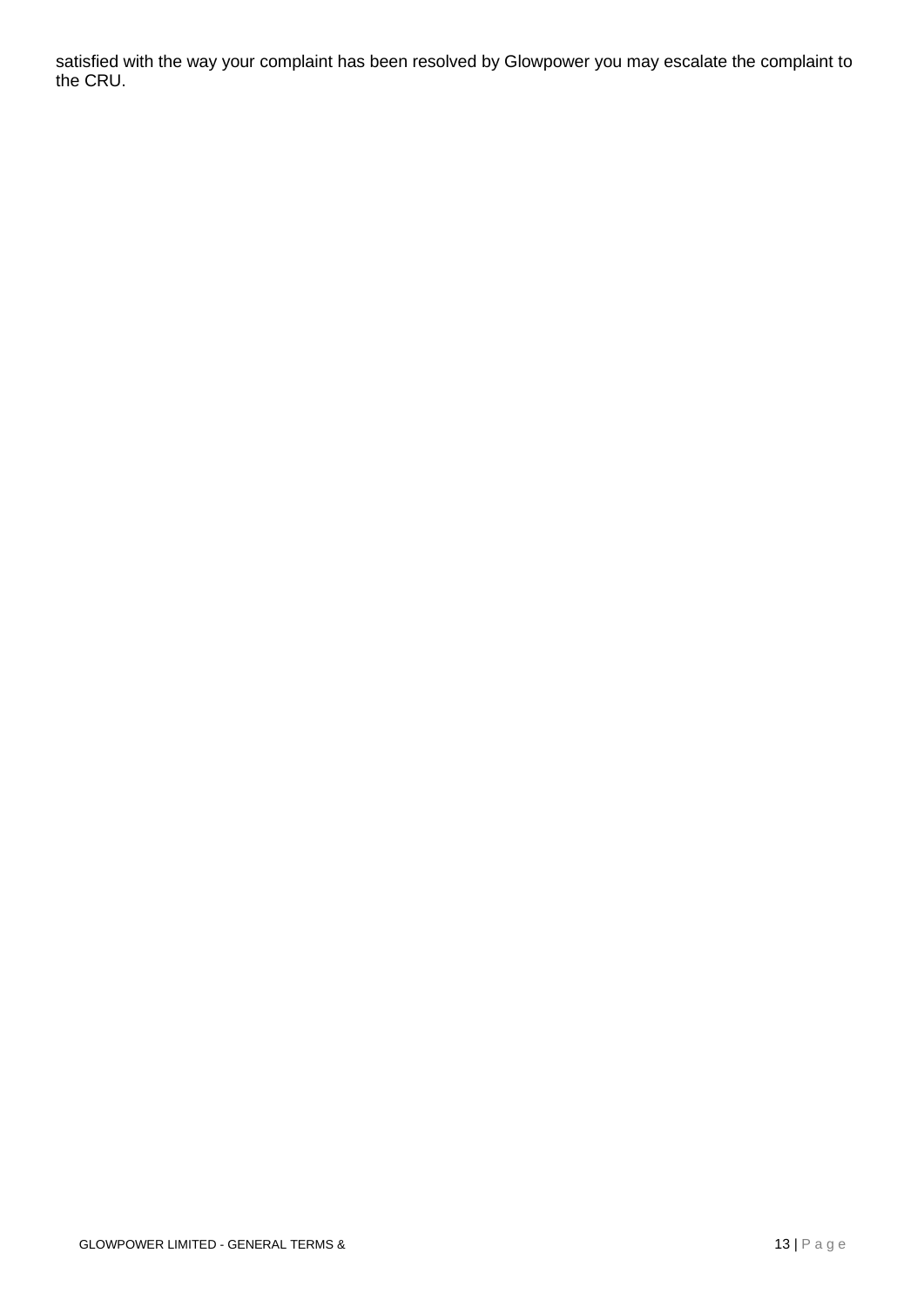satisfied with the way your complaint has been resolved by Glowpower you may escalate the complaint to the CRU.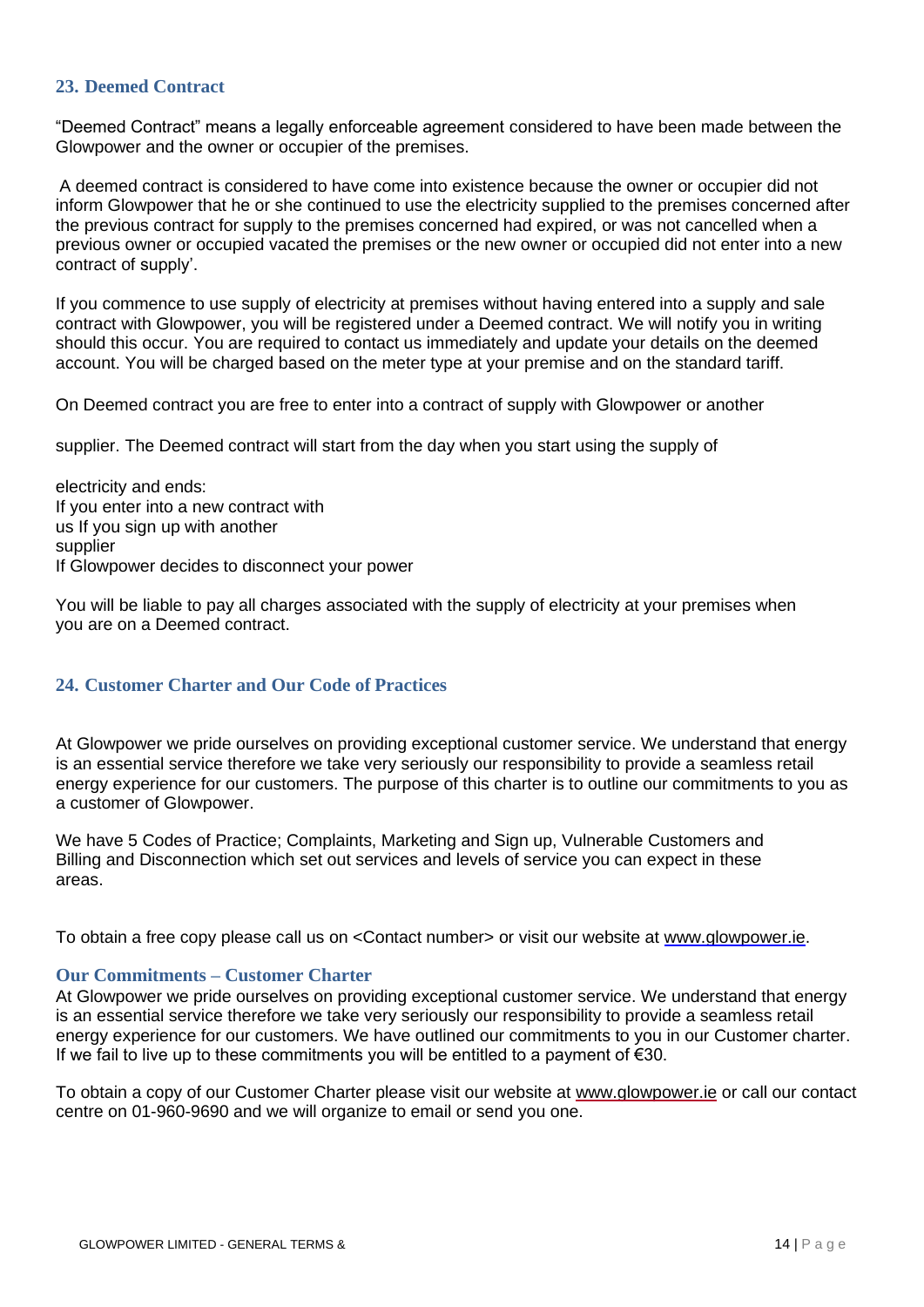## 23. Deemed Contract

"Deemed Contract" means a legally enforceable agreement considered to have been made between the Glowpower and the owner or occupier of the premises.

A deemed contract is considered to have come into existence because the owner or occupier did not inform Glowpower that he or she continued to use the electricity supplied to the premises concerned after the previous contract for supply to the premises concerned had expired, or was not cancelled when a previous owner or occupied vacated the premises or the new owner or occupied did not enter into a new contract of supply'.

If you commence to use supply of electricity at premises without having entered into a supply and sale contract with Glowpower, you will be registered under a Deemed contract. We will notify you in writing should this occur. You are required to contact us immediately and update your details on the deemed account. You will be charged based on the meter type at your premise and on the standard tariff.

On Deemed contract you are free to enter into a contract of supply with Glowpower or another

supplier. The Deemed contract will start from the day when you start using the supply of

electricity and ends:
If you enter into a new contract with
us If you sign up with another
supplier
If Glowpower decides to disconnect your power

You will be liable to pay all charges associated with the supply of electricity at your premises when you are on a Deemed contract.

## 24. Customer Charter and Our Code of Practices

At Glowpower we pride ourselves on providing exceptional customer service. We understand that energy is an essential service therefore we take very seriously our responsibility to provide a seamless retail energy experience for our customers. The purpose of this charter is to outline our commitments to you as a customer of Glowpower.

We have 5 Codes of Practice; Complaints, Marketing and Sign up, Vulnerable Customers and Billing and Disconnection which set out services and levels of service you can expect in these areas.

To obtain a free copy please call us on <Contact number> or visit our website at www.glowpower.ie.

### Our Commitments – Customer Charter

At Glowpower we pride ourselves on providing exceptional customer service. We understand that energy is an essential service therefore we take very seriously our responsibility to provide a seamless retail energy experience for our customers. We have outlined our commitments to you in our Customer charter. If we fail to live up to these commitments you will be entitled to a payment of €30.

To obtain a copy of our Customer Charter please visit our website at www.glowpower.ie or call our contact centre on 01-960-9690 and we will organize to email or send you one.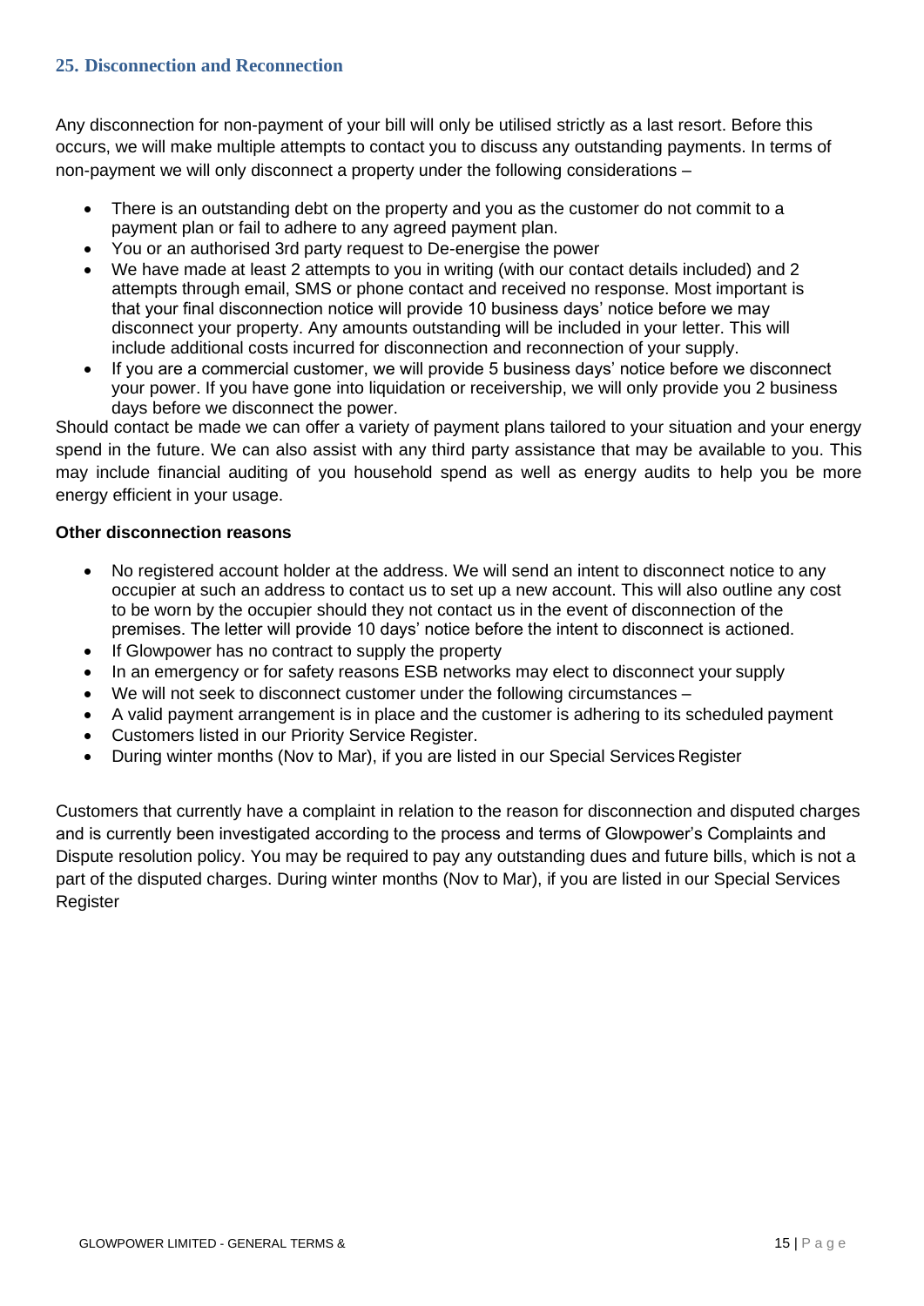## 25. Disconnection and Reconnection

Any disconnection for non-payment of your bill will only be utilised strictly as a last resort. Before this occurs, we will make multiple attempts to contact you to discuss any outstanding payments. In terms of non-payment we will only disconnect a property under the following considerations –

- There is an outstanding debt on the property and you as the customer do not commit to a payment plan or fail to adhere to any agreed payment plan.
- You or an authorised 3rd party request to De-energise the power
- We have made at least 2 attempts to you in writing (with our contact details included) and 2 attempts through email, SMS or phone contact and received no response. Most important is that your final disconnection notice will provide 10 business days' notice before we may disconnect your property. Any amounts outstanding will be included in your letter. This will include additional costs incurred for disconnection and reconnection of your supply.
- If you are a commercial customer, we will provide 5 business days' notice before we disconnect your power. If you have gone into liquidation or receivership, we will only provide you 2 business days before we disconnect the power.

Should contact be made we can offer a variety of payment plans tailored to your situation and your energy spend in the future. We can also assist with any third party assistance that may be available to you. This may include financial auditing of you household spend as well as energy audits to help you be more energy efficient in your usage.

**Other disconnection reasons**

- No registered account holder at the address. We will send an intent to disconnect notice to any occupier at such an address to contact us to set up a new account. This will also outline any cost to be worn by the occupier should they not contact us in the event of disconnection of the premises. The letter will provide 10 days' notice before the intent to disconnect is actioned.
- If Glowpower has no contract to supply the property
- In an emergency or for safety reasons ESB networks may elect to disconnect your supply
- We will not seek to disconnect customer under the following circumstances –
- A valid payment arrangement is in place and the customer is adhering to its scheduled payment
- Customers listed in our Priority Service Register.
- During winter months (Nov to Mar), if you are listed in our Special Services Register

Customers that currently have a complaint in relation to the reason for disconnection and disputed charges and is currently been investigated according to the process and terms of Glowpower's Complaints and Dispute resolution policy. You may be required to pay any outstanding dues and future bills, which is not a part of the disputed charges. During winter months (Nov to Mar), if you are listed in our Special Services Register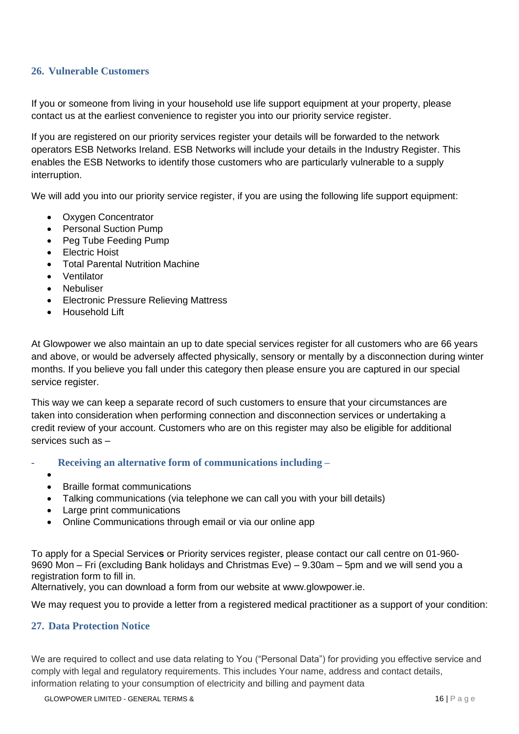## 26. Vulnerable Customers

If you or someone from living in your household use life support equipment at your property, please contact us at the earliest convenience to register you into our priority service register.

If you are registered on our priority services register your details will be forwarded to the network operators ESB Networks Ireland. ESB Networks will include your details in the Industry Register. This enables the ESB Networks to identify those customers who are particularly vulnerable to a supply interruption.

We will add you into our priority service register, if you are using the following life support equipment:

- Oxygen Concentrator
- Personal Suction Pump
- Peg Tube Feeding Pump
- Electric Hoist
- Total Parental Nutrition Machine
- Ventilator
- Nebuliser
- Electronic Pressure Relieving Mattress
- Household Lift

At Glowpower we also maintain an up to date special services register for all customers who are 66 years and above, or would be adversely affected physically, sensory or mentally by a disconnection during winter months. If you believe you fall under this category then please ensure you are captured in our special service register.

This way we can keep a separate record of such customers to ensure that your circumstances are taken into consideration when performing connection and disconnection services or undertaking a credit review of your account. Customers who are on this register may also be eligible for additional services such as –

**- Receiving an alternative form of communications including –**

- Braille format communications
- Talking communications (via telephone we can call you with your bill details)
- Large print communications
- Online Communications through email or via our online app

To apply for a Special Service**s** or Priority services register, please contact our call centre on 01-960-9690 Mon – Fri (excluding Bank holidays and Christmas Eve) – 9.30am – 5pm and we will send you a registration form to fill in.
Alternatively, you can download a form from our website at www.glowpower.ie.

We may request you to provide a letter from a registered medical practitioner as a support of your condition:

## 27. Data Protection Notice

We are required to collect and use data relating to You ("Personal Data") for providing you effective service and comply with legal and regulatory requirements. This includes Your name, address and contact details, information relating to your consumption of electricity and billing and payment data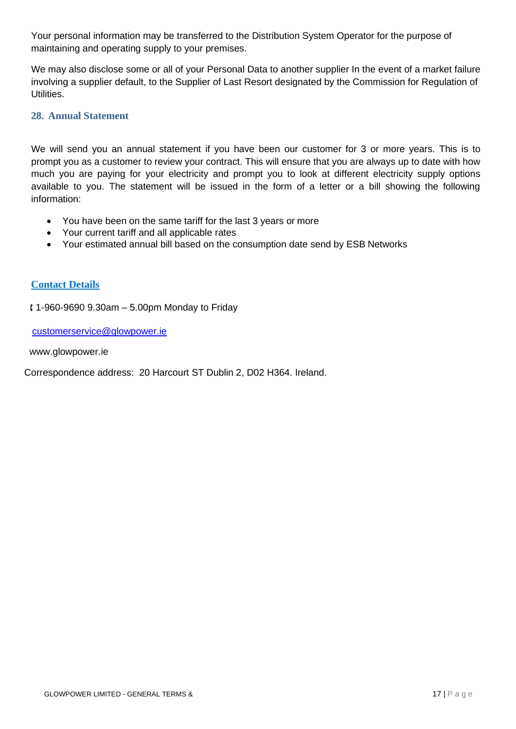Your personal information may be transferred to the Distribution System Operator for the purpose of maintaining and operating supply to your premises.

We may also disclose some or all of your Personal Data to another supplier In the event of a market failure involving a supplier default, to the Supplier of Last Resort designated by the Commission for Regulation of Utilities.

## 28. Annual Statement

We will send you an annual statement if you have been our customer for 3 or more years. This is to prompt you as a customer to review your contract. This will ensure that you are always up to date with how much you are paying for your electricity and prompt you to look at different electricity supply options available to you. The statement will be issued in the form of a letter or a bill showing the following information:

- You have been on the same tariff for the last 3 years or more
- Your current tariff and all applicable rates
- Your estimated annual bill based on the consumption date send by ESB Networks

## Contact Details

1-960-9690 9.30am – 5.00pm Monday to Friday

customerservice@glowpower.ie

www.glowpower.ie

Correspondence address: 20 Harcourt ST Dublin 2, D02 H364. Ireland.